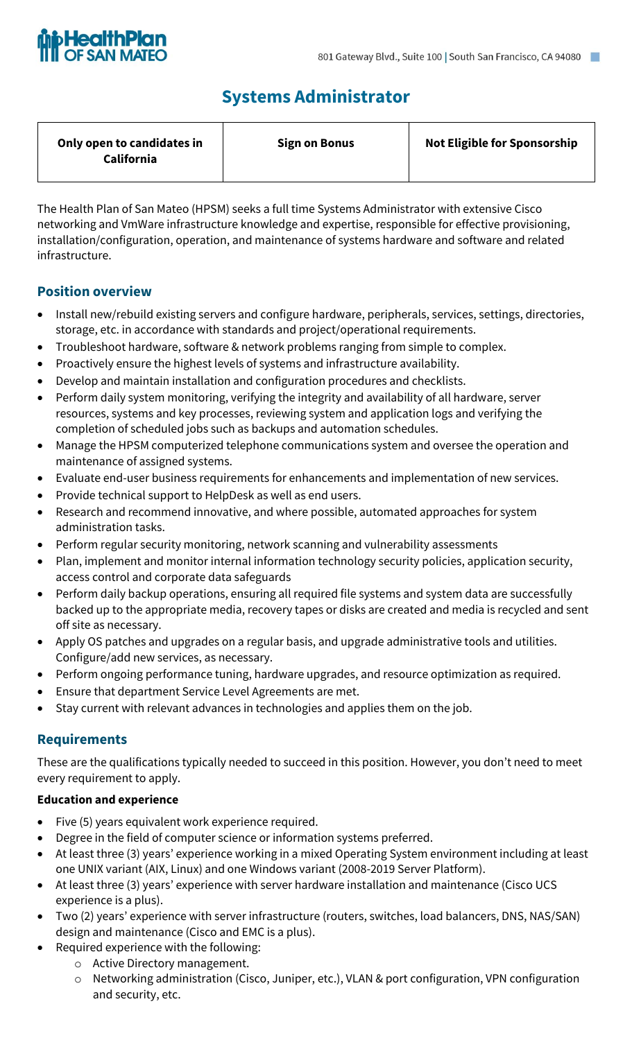**HealthPlan OF SAN MATEO**

801 Gateway Blvd., Suite 100 | South San Francisco, CA 94080

# Systems Administrator

| | | |
|---|---|---|
| **Only open to candidates in California** | **Sign on Bonus** | **Not Eligible for Sponsorship** |

The Health Plan of San Mateo (HPSM) seeks a full time Systems Administrator with extensive Cisco networking and VmWare infrastructure knowledge and expertise, responsible for effective provisioning, installation/configuration, operation, and maintenance of systems hardware and software and related infrastructure.

## Position overview

- Install new/rebuild existing servers and configure hardware, peripherals, services, settings, directories, storage, etc. in accordance with standards and project/operational requirements.
- Troubleshoot hardware, software & network problems ranging from simple to complex.
- Proactively ensure the highest levels of systems and infrastructure availability.
- Develop and maintain installation and configuration procedures and checklists.
- Perform daily system monitoring, verifying the integrity and availability of all hardware, server resources, systems and key processes, reviewing system and application logs and verifying the completion of scheduled jobs such as backups and automation schedules.
- Manage the HPSM computerized telephone communications system and oversee the operation and maintenance of assigned systems.
- Evaluate end-user business requirements for enhancements and implementation of new services.
- Provide technical support to HelpDesk as well as end users.
- Research and recommend innovative, and where possible, automated approaches for system administration tasks.
- Perform regular security monitoring, network scanning and vulnerability assessments
- Plan, implement and monitor internal information technology security policies, application security, access control and corporate data safeguards
- Perform daily backup operations, ensuring all required file systems and system data are successfully backed up to the appropriate media, recovery tapes or disks are created and media is recycled and sent off site as necessary.
- Apply OS patches and upgrades on a regular basis, and upgrade administrative tools and utilities. Configure/add new services, as necessary.
- Perform ongoing performance tuning, hardware upgrades, and resource optimization as required.
- Ensure that department Service Level Agreements are met.
- Stay current with relevant advances in technologies and applies them on the job.

## Requirements

These are the qualifications typically needed to succeed in this position. However, you don't need to meet every requirement to apply.

**Education and experience**

- Five (5) years equivalent work experience required.
- Degree in the field of computer science or information systems preferred.
- At least three (3) years' experience working in a mixed Operating System environment including at least one UNIX variant (AIX, Linux) and one Windows variant (2008-2019 Server Platform).
- At least three (3) years' experience with server hardware installation and maintenance (Cisco UCS experience is a plus).
- Two (2) years' experience with server infrastructure (routers, switches, load balancers, DNS, NAS/SAN) design and maintenance (Cisco and EMC is a plus).
- Required experience with the following:
  - Active Directory management.
  - Networking administration (Cisco, Juniper, etc.), VLAN & port configuration, VPN configuration and security, etc.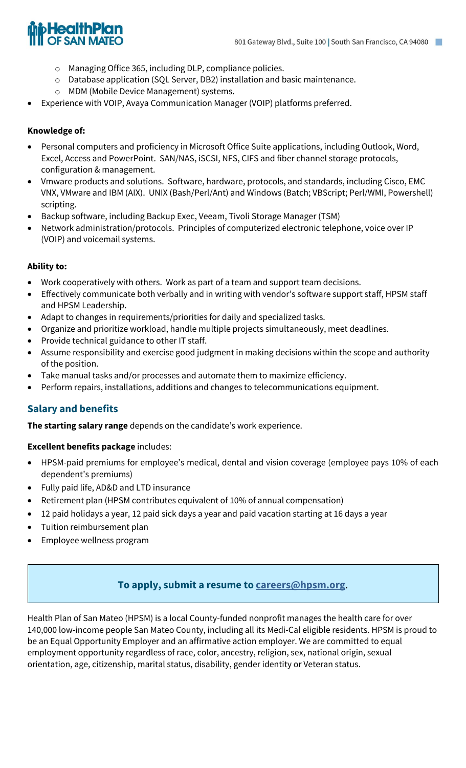- Managing Office 365, including DLP, compliance policies.
    - Database application (SQL Server, DB2) installation and basic maintenance.
    - MDM (Mobile Device Management) systems.
- Experience with VOIP, Avaya Communication Manager (VOIP) platforms preferred.

**Knowledge of:**

- Personal computers and proficiency in Microsoft Office Suite applications, including Outlook, Word, Excel, Access and PowerPoint. SAN/NAS, iSCSI, NFS, CIFS and fiber channel storage protocols, configuration & management.
- Vmware products and solutions. Software, hardware, protocols, and standards, including Cisco, EMC VNX, VMware and IBM (AIX). UNIX (Bash/Perl/Ant) and Windows (Batch; VBScript; Perl/WMI, Powershell) scripting.
- Backup software, including Backup Exec, Veeam, Tivoli Storage Manager (TSM)
- Network administration/protocols. Principles of computerized electronic telephone, voice over IP (VOIP) and voicemail systems.

**Ability to:**

- Work cooperatively with others. Work as part of a team and support team decisions.
- Effectively communicate both verbally and in writing with vendor's software support staff, HPSM staff and HPSM Leadership.
- Adapt to changes in requirements/priorities for daily and specialized tasks.
- Organize and prioritize workload, handle multiple projects simultaneously, meet deadlines.
- Provide technical guidance to other IT staff.
- Assume responsibility and exercise good judgment in making decisions within the scope and authority of the position.
- Take manual tasks and/or processes and automate them to maximize efficiency.
- Perform repairs, installations, additions and changes to telecommunications equipment.

## Salary and benefits

**The starting salary range** depends on the candidate's work experience.

**Excellent benefits package** includes:

- HPSM-paid premiums for employee's medical, dental and vision coverage (employee pays 10% of each dependent's premiums)
- Fully paid life, AD&D and LTD insurance
- Retirement plan (HPSM contributes equivalent of 10% of annual compensation)
- 12 paid holidays a year, 12 paid sick days a year and paid vacation starting at 16 days a year
- Tuition reimbursement plan
- Employee wellness program

**To apply, submit a resume to careers@hpsm.org.**

Health Plan of San Mateo (HPSM) is a local County-funded nonprofit manages the health care for over 140,000 low-income people San Mateo County, including all its Medi-Cal eligible residents. HPSM is proud to be an Equal Opportunity Employer and an affirmative action employer. We are committed to equal employment opportunity regardless of race, color, ancestry, religion, sex, national origin, sexual orientation, age, citizenship, marital status, disability, gender identity or Veteran status.